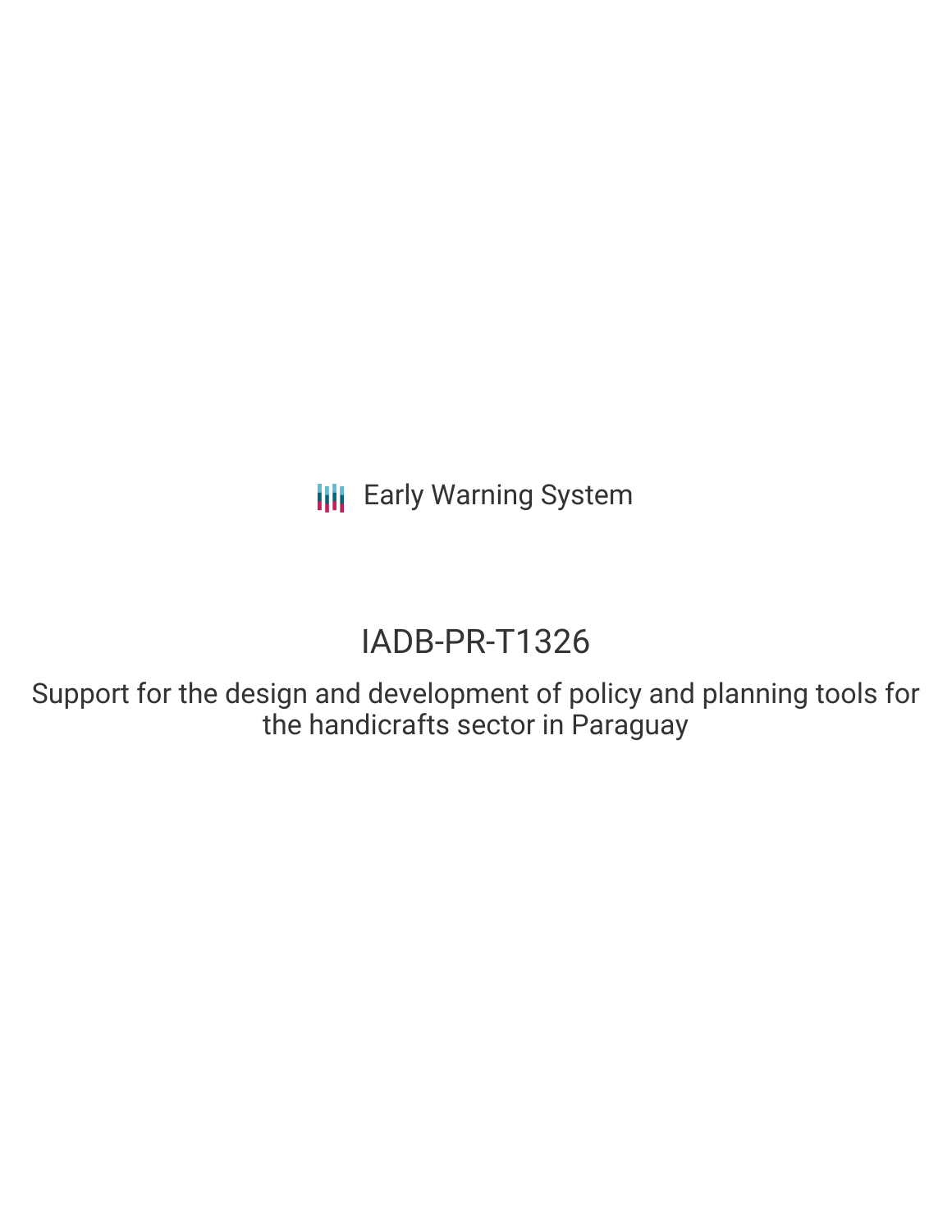Early Warning System

# IADB-PR-T1326

## Support for the design and development of policy and planning tools for the handicrafts sector in Paraguay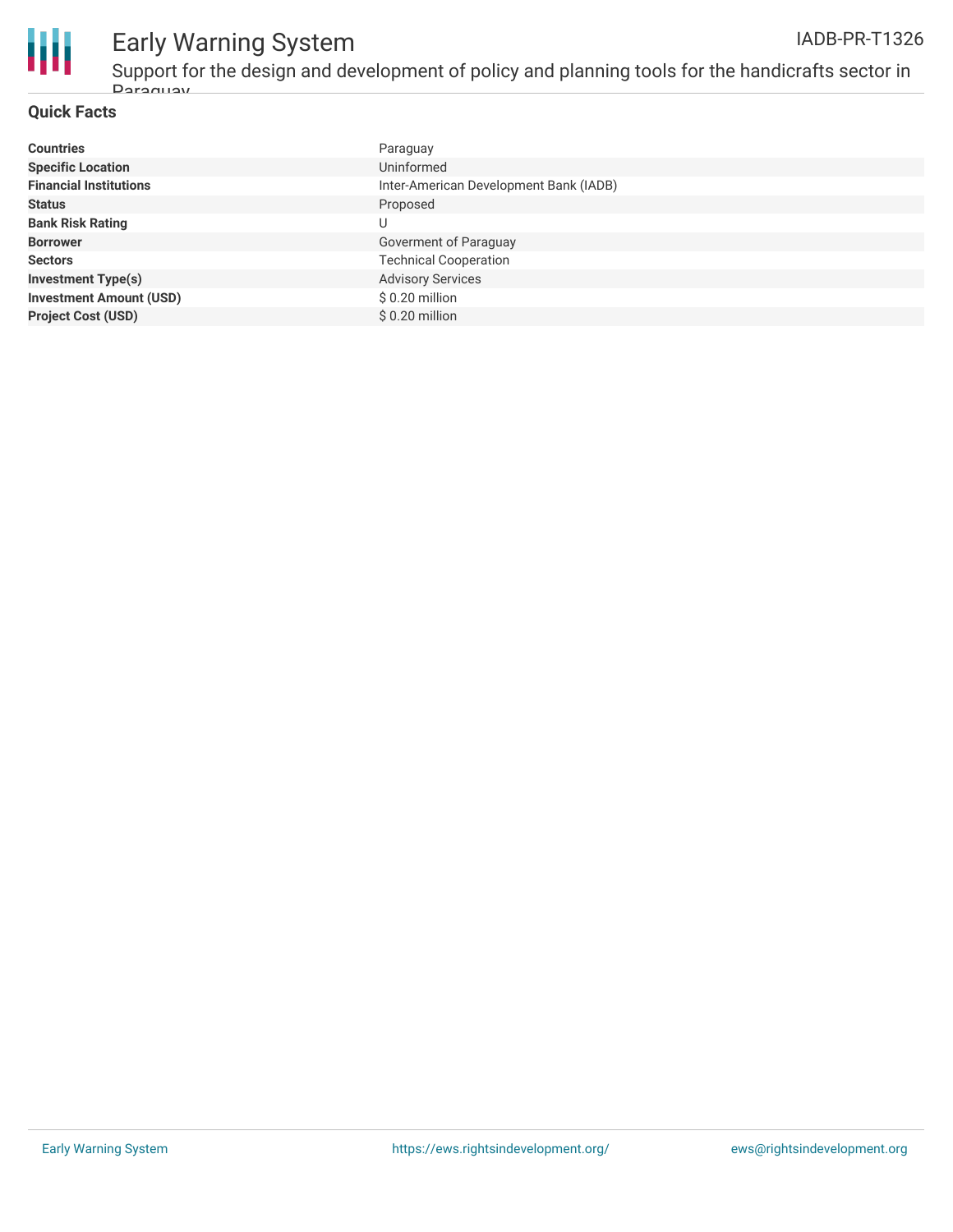## Quick Facts

| | |
|---|---|
| **Countries** | Paraguay |
| **Specific Location** | Uninformed |
| **Financial Institutions** | Inter-American Development Bank (IADB) |
| **Status** | Proposed |
| **Bank Risk Rating** | U |
| **Borrower** | Goverment of Paraguay |
| **Sectors** | Technical Cooperation |
| **Investment Type(s)** | Advisory Services |
| **Investment Amount (USD)** | $ 0.20 million |
| **Project Cost (USD)** | $ 0.20 million |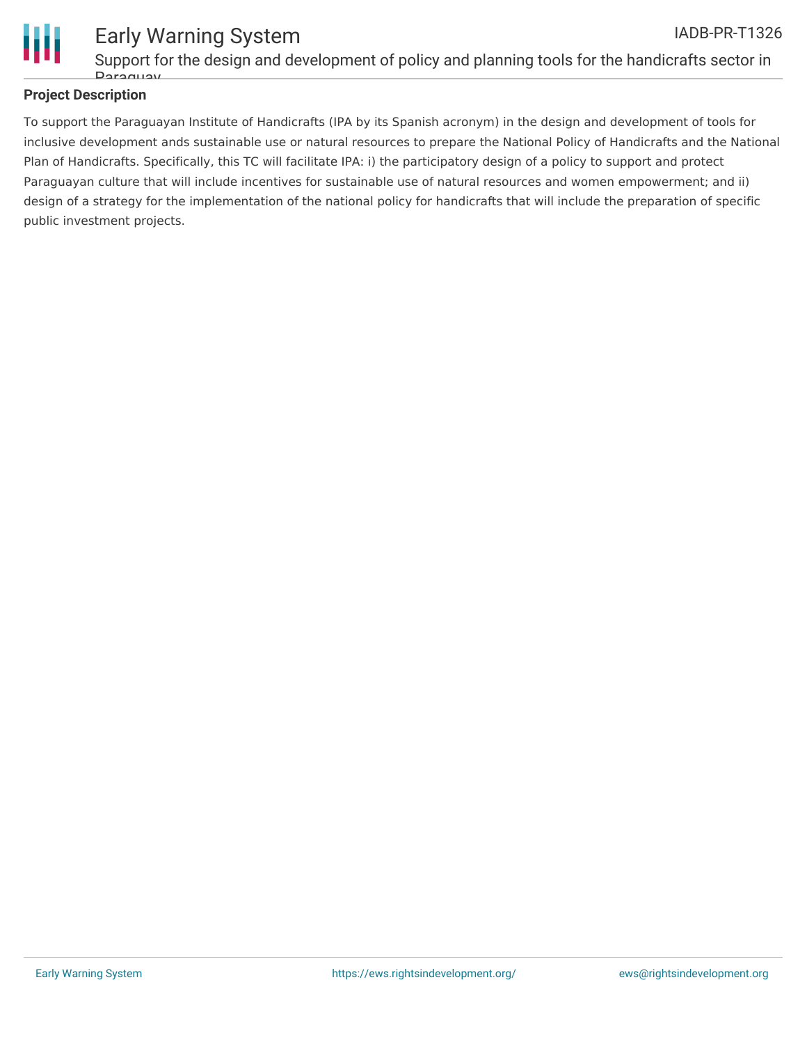**Project Description**

To support the Paraguayan Institute of Handicrafts (IPA by its Spanish acronym) in the design and development of tools for inclusive development ands sustainable use or natural resources to prepare the National Policy of Handicrafts and the National Plan of Handicrafts. Specifically, this TC will facilitate IPA: i) the participatory design of a policy to support and protect Paraguayan culture that will include incentives for sustainable use of natural resources and women empowerment; and ii) design of a strategy for the implementation of the national policy for handicrafts that will include the preparation of specific public investment projects.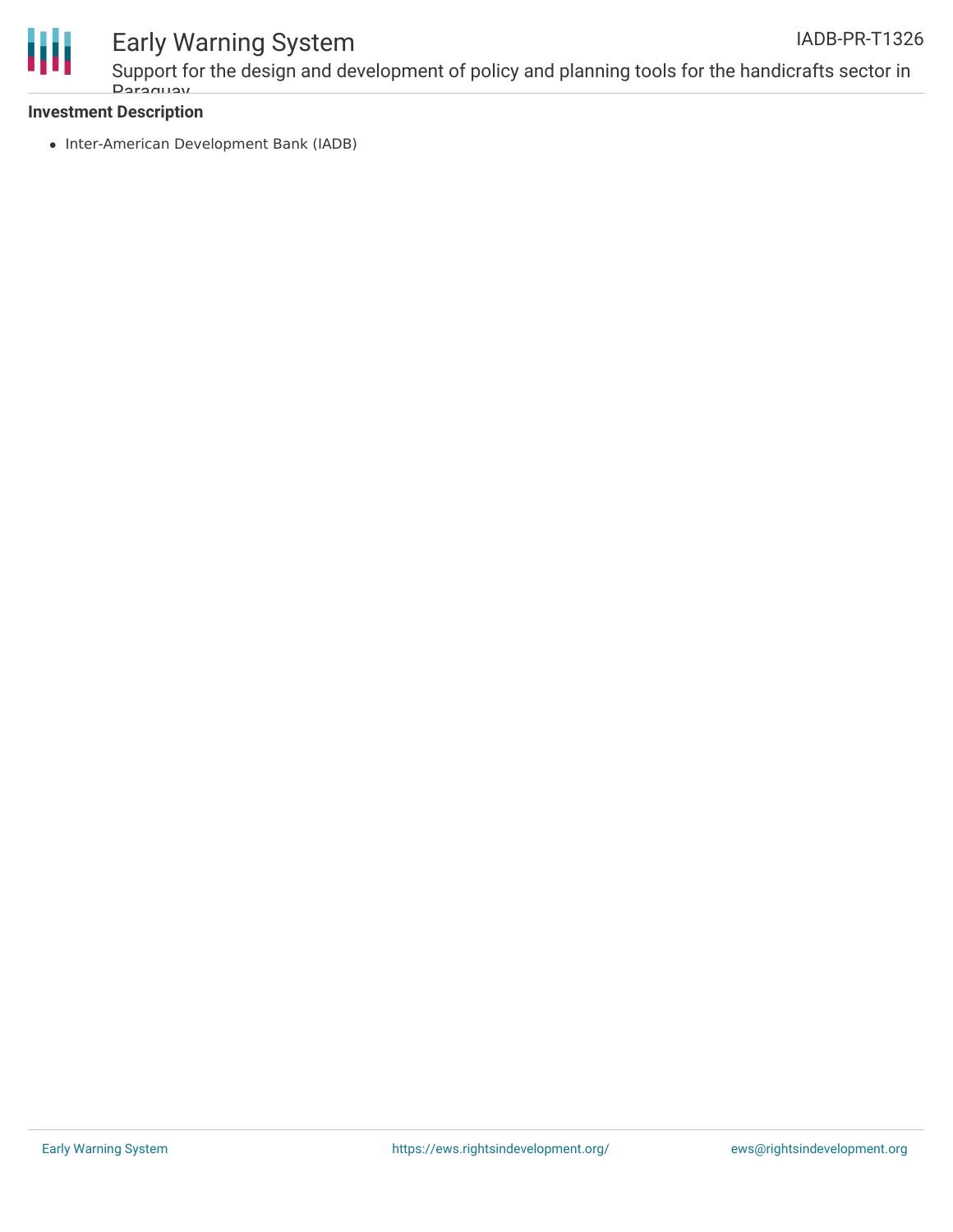**Investment Description**

- Inter-American Development Bank (IADB)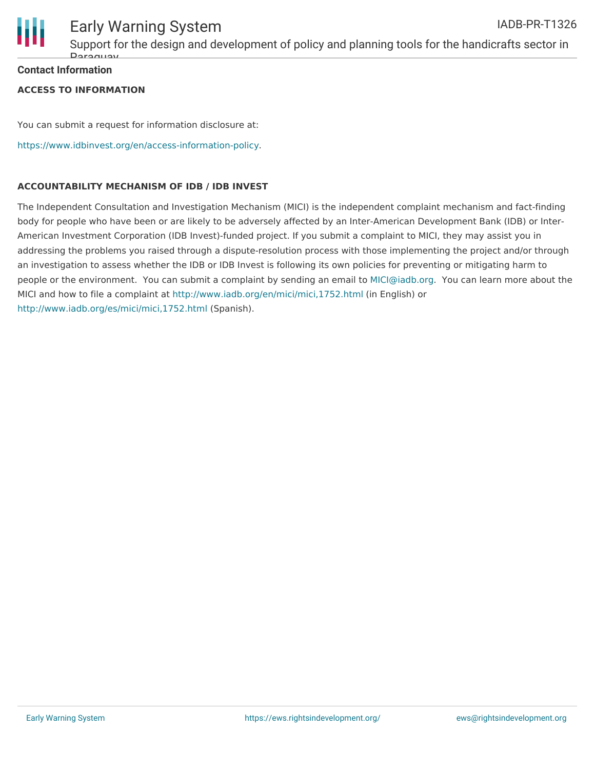## Contact Information

### ACCESS TO INFORMATION

You can submit a request for information disclosure at:

https://www.idbinvest.org/en/access-information-policy.

### ACCOUNTABILITY MECHANISM OF IDB / IDB INVEST

The Independent Consultation and Investigation Mechanism (MICI) is the independent complaint mechanism and fact-finding body for people who have been or are likely to be adversely affected by an Inter-American Development Bank (IDB) or Inter-American Investment Corporation (IDB Invest)-funded project. If you submit a complaint to MICI, they may assist you in addressing the problems you raised through a dispute-resolution process with those implementing the project and/or through an investigation to assess whether the IDB or IDB Invest is following its own policies for preventing or mitigating harm to people or the environment. You can submit a complaint by sending an email to MICI@iadb.org. You can learn more about the MICI and how to file a complaint at http://www.iadb.org/en/mici/mici,1752.html (in English) or http://www.iadb.org/es/mici/mici,1752.html (Spanish).